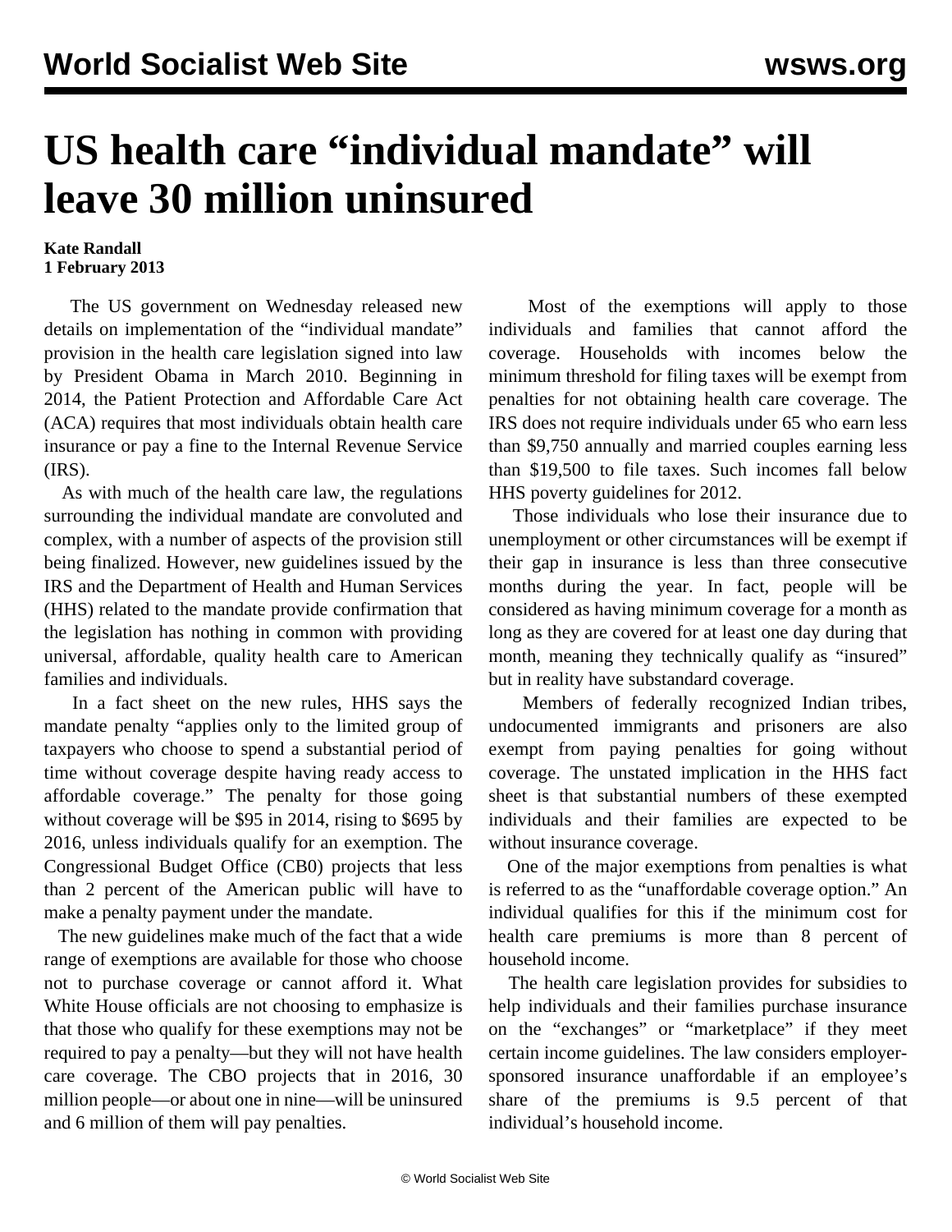# US health care "individual mandate" will leave 30 million uninsured

**Kate Randall**
**1 February 2013**

The US government on Wednesday released new details on implementation of the "individual mandate" provision in the health care legislation signed into law by President Obama in March 2010. Beginning in 2014, the Patient Protection and Affordable Care Act (ACA) requires that most individuals obtain health care insurance or pay a fine to the Internal Revenue Service (IRS).

As with much of the health care law, the regulations surrounding the individual mandate are convoluted and complex, with a number of aspects of the provision still being finalized. However, new guidelines issued by the IRS and the Department of Health and Human Services (HHS) related to the mandate provide confirmation that the legislation has nothing in common with providing universal, affordable, quality health care to American families and individuals.

In a fact sheet on the new rules, HHS says the mandate penalty "applies only to the limited group of taxpayers who choose to spend a substantial period of time without coverage despite having ready access to affordable coverage." The penalty for those going without coverage will be $95 in 2014, rising to $695 by 2016, unless individuals qualify for an exemption. The Congressional Budget Office (CB0) projects that less than 2 percent of the American public will have to make a penalty payment under the mandate.

The new guidelines make much of the fact that a wide range of exemptions are available for those who choose not to purchase coverage or cannot afford it. What White House officials are not choosing to emphasize is that those who qualify for these exemptions may not be required to pay a penalty—but they will not have health care coverage. The CBO projects that in 2016, 30 million people—or about one in nine—will be uninsured and 6 million of them will pay penalties.

Most of the exemptions will apply to those individuals and families that cannot afford the coverage. Households with incomes below the minimum threshold for filing taxes will be exempt from penalties for not obtaining health care coverage. The IRS does not require individuals under 65 who earn less than $9,750 annually and married couples earning less than $19,500 to file taxes. Such incomes fall below HHS poverty guidelines for 2012.

Those individuals who lose their insurance due to unemployment or other circumstances will be exempt if their gap in insurance is less than three consecutive months during the year. In fact, people will be considered as having minimum coverage for a month as long as they are covered for at least one day during that month, meaning they technically qualify as "insured" but in reality have substandard coverage.

Members of federally recognized Indian tribes, undocumented immigrants and prisoners are also exempt from paying penalties for going without coverage. The unstated implication in the HHS fact sheet is that substantial numbers of these exempted individuals and their families are expected to be without insurance coverage.

One of the major exemptions from penalties is what is referred to as the "unaffordable coverage option." An individual qualifies for this if the minimum cost for health care premiums is more than 8 percent of household income.

The health care legislation provides for subsidies to help individuals and their families purchase insurance on the "exchanges" or "marketplace" if they meet certain income guidelines. The law considers employer-sponsored insurance unaffordable if an employee's share of the premiums is 9.5 percent of that individual's household income.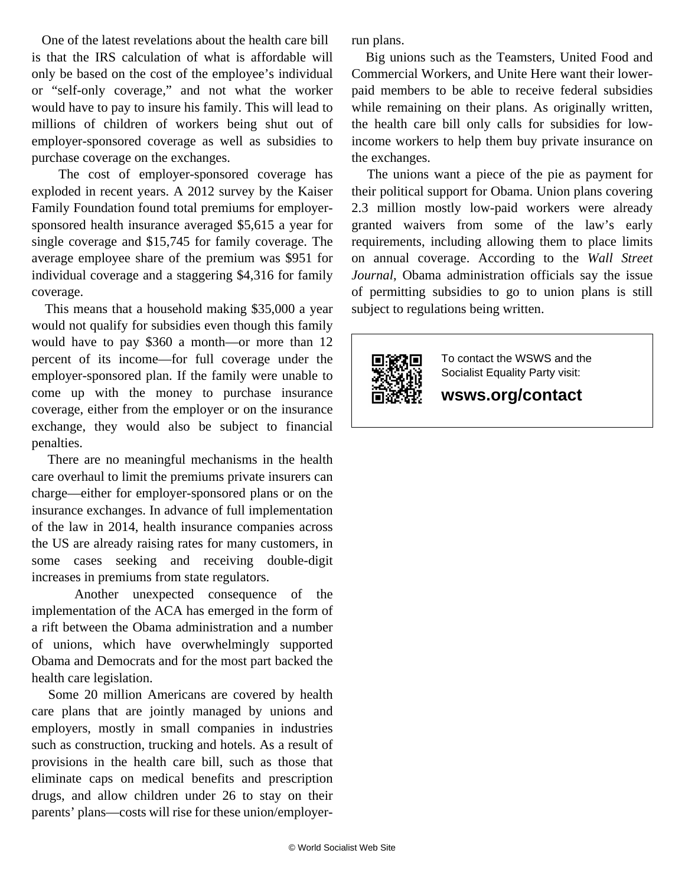One of the latest revelations about the health care bill is that the IRS calculation of what is affordable will only be based on the cost of the employee's individual or "self-only coverage," and not what the worker would have to pay to insure his family. This will lead to millions of children of workers being shut out of employer-sponsored coverage as well as subsidies to purchase coverage on the exchanges.

The cost of employer-sponsored coverage has exploded in recent years. A 2012 survey by the Kaiser Family Foundation found total premiums for employer-sponsored health insurance averaged $5,615 a year for single coverage and $15,745 for family coverage. The average employee share of the premium was $951 for individual coverage and a staggering $4,316 for family coverage.

This means that a household making $35,000 a year would not qualify for subsidies even though this family would have to pay $360 a month—or more than 12 percent of its income—for full coverage under the employer-sponsored plan. If the family were unable to come up with the money to purchase insurance coverage, either from the employer or on the insurance exchange, they would also be subject to financial penalties.

There are no meaningful mechanisms in the health care overhaul to limit the premiums private insurers can charge—either for employer-sponsored plans or on the insurance exchanges. In advance of full implementation of the law in 2014, health insurance companies across the US are already raising rates for many customers, in some cases seeking and receiving double-digit increases in premiums from state regulators.

Another unexpected consequence of the implementation of the ACA has emerged in the form of a rift between the Obama administration and a number of unions, which have overwhelmingly supported Obama and Democrats and for the most part backed the health care legislation.

Some 20 million Americans are covered by health care plans that are jointly managed by unions and employers, mostly in small companies in industries such as construction, trucking and hotels. As a result of provisions in the health care bill, such as those that eliminate caps on medical benefits and prescription drugs, and allow children under 26 to stay on their parents' plans—costs will rise for these union/employer-run plans.

Big unions such as the Teamsters, United Food and Commercial Workers, and Unite Here want their lower-paid members to be able to receive federal subsidies while remaining on their plans. As originally written, the health care bill only calls for subsidies for low-income workers to help them buy private insurance on the exchanges.

The unions want a piece of the pie as payment for their political support for Obama. Union plans covering 2.3 million mostly low-paid workers were already granted waivers from some of the law's early requirements, including allowing them to place limits on annual coverage. According to the *Wall Street Journal*, Obama administration officials say the issue of permitting subsidies to go to union plans is still subject to regulations being written.

To contact the WSWS and the Socialist Equality Party visit:

**wsws.org/contact**